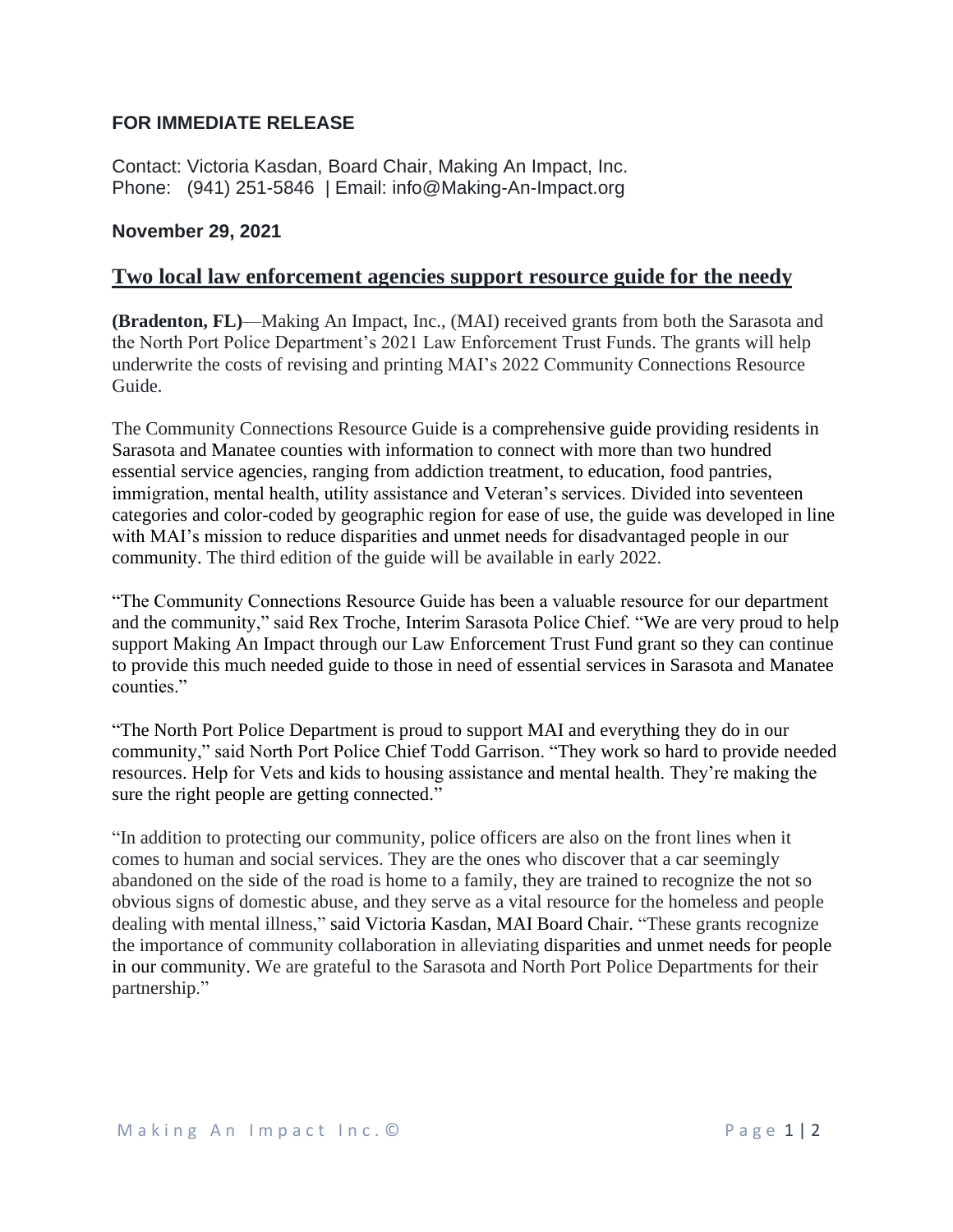**FOR IMMEDIATE RELEASE**

Contact: Victoria Kasdan, Board Chair, Making An Impact, Inc.
Phone: (941) 251-5846 | Email: info@Making-An-Impact.org

**November 29, 2021**

## Two local law enforcement agencies support resource guide for the needy

**(Bradenton, FL)**—Making An Impact, Inc., (MAI) received grants from both the Sarasota and the North Port Police Department's 2021 Law Enforcement Trust Funds. The grants will help underwrite the costs of revising and printing MAI's 2022 Community Connections Resource Guide.

The Community Connections Resource Guide is a comprehensive guide providing residents in Sarasota and Manatee counties with information to connect with more than two hundred essential service agencies, ranging from addiction treatment, to education, food pantries, immigration, mental health, utility assistance and Veteran's services. Divided into seventeen categories and color-coded by geographic region for ease of use, the guide was developed in line with MAI's mission to reduce disparities and unmet needs for disadvantaged people in our community. The third edition of the guide will be available in early 2022.

"The Community Connections Resource Guide has been a valuable resource for our department and the community," said Rex Troche, Interim Sarasota Police Chief. "We are very proud to help support Making An Impact through our Law Enforcement Trust Fund grant so they can continue to provide this much needed guide to those in need of essential services in Sarasota and Manatee counties."

"The North Port Police Department is proud to support MAI and everything they do in our community," said North Port Police Chief Todd Garrison. "They work so hard to provide needed resources. Help for Vets and kids to housing assistance and mental health. They're making the sure the right people are getting connected."

"In addition to protecting our community, police officers are also on the front lines when it comes to human and social services. They are the ones who discover that a car seemingly abandoned on the side of the road is home to a family, they are trained to recognize the not so obvious signs of domestic abuse, and they serve as a vital resource for the homeless and people dealing with mental illness," said Victoria Kasdan, MAI Board Chair. "These grants recognize the importance of community collaboration in alleviating disparities and unmet needs for people in our community. We are grateful to the Sarasota and North Port Police Departments for their partnership."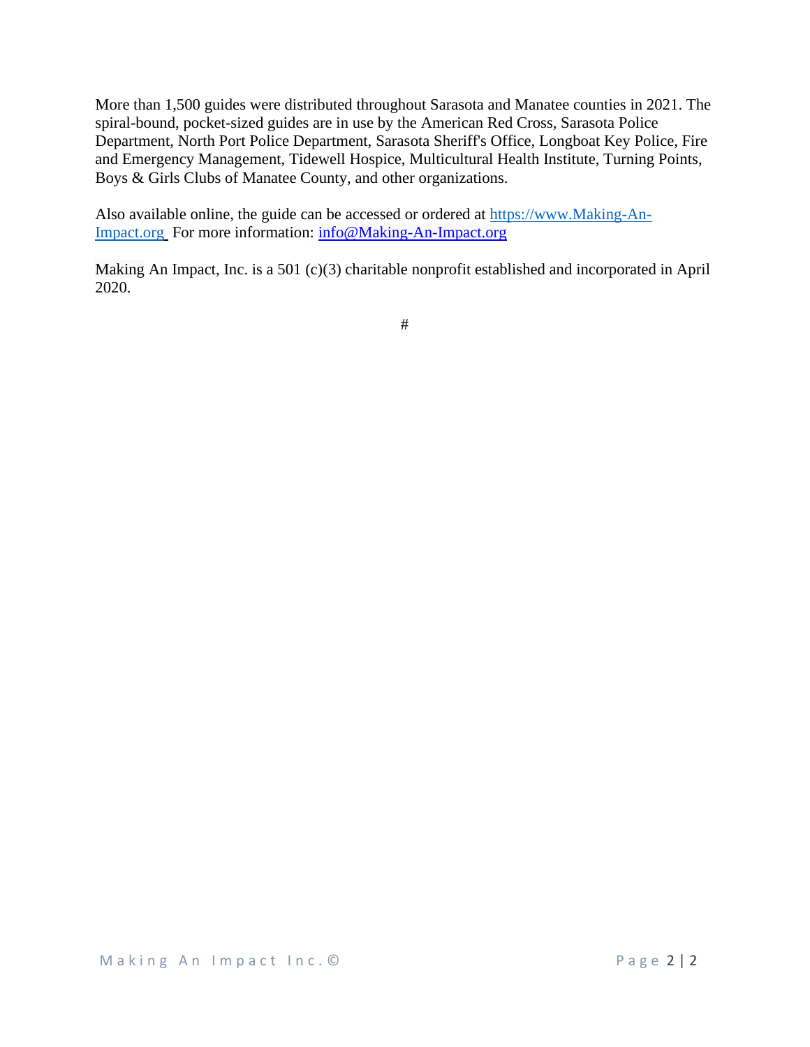More than 1,500 guides were distributed throughout Sarasota and Manatee counties in 2021. The spiral-bound, pocket-sized guides are in use by the American Red Cross, Sarasota Police Department, North Port Police Department, Sarasota Sheriff's Office, Longboat Key Police, Fire and Emergency Management, Tidewell Hospice, Multicultural Health Institute, Turning Points, Boys & Girls Clubs of Manatee County, and other organizations.

Also available online, the guide can be accessed or ordered at [https://www.Making-An-Impact.org](https://www.Making-An-Impact.org) For more information: [info@Making-An-Impact.org](mailto:info@Making-An-Impact.org)

Making An Impact, Inc. is a 501 (c)(3) charitable nonprofit established and incorporated in April 2020.

#